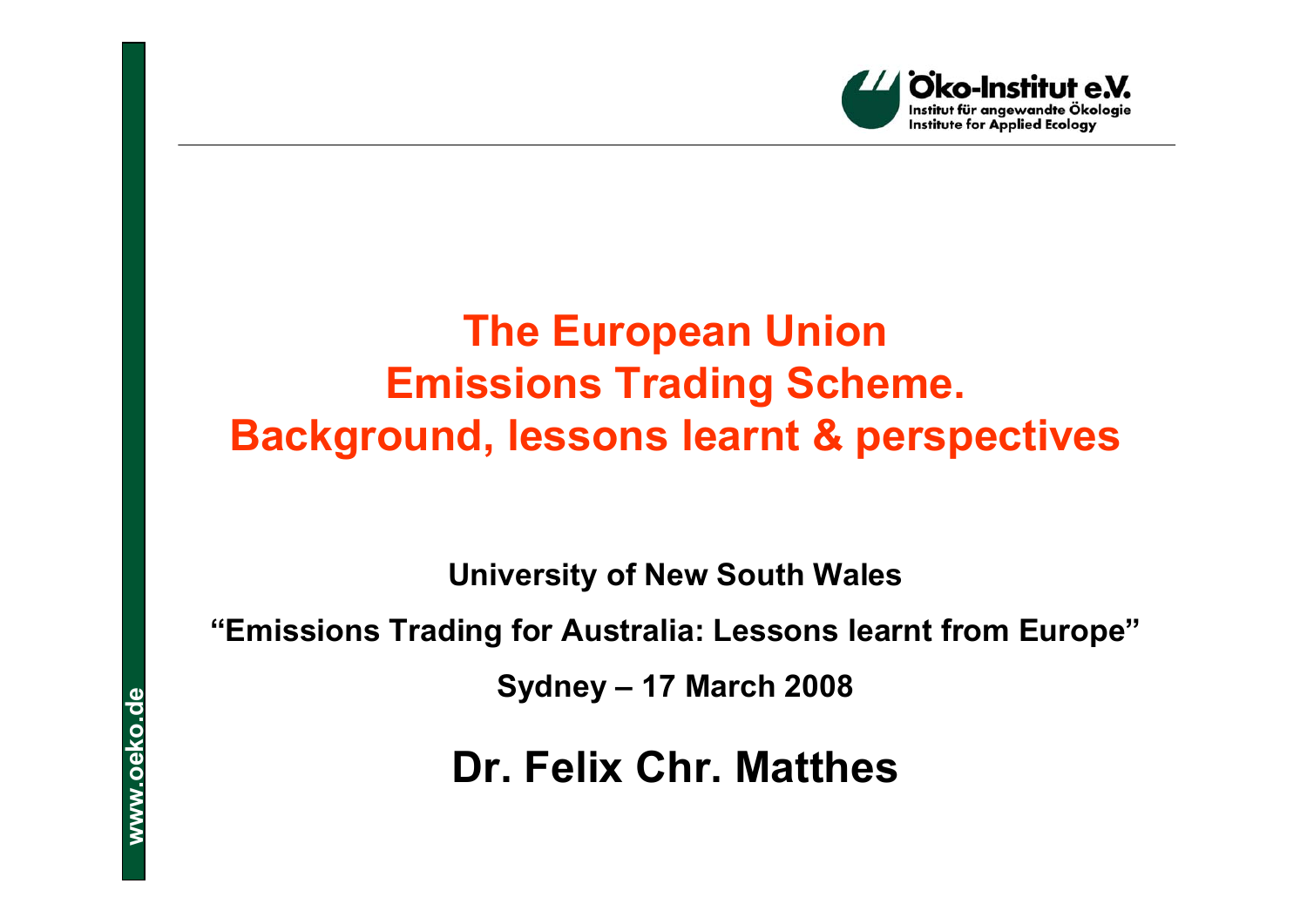Öko-Institut e.V.
Institut für angewandte Ökologie
Institute for Applied Ecology

# The European Union Emissions Trading Scheme. Background, lessons learnt & perspectives

**University of New South Wales**

**"Emissions Trading for Australia: Lessons learnt from Europe"**

**Sydney – 17 March 2008**

## Dr. Felix Chr. Matthes

www.oeko.de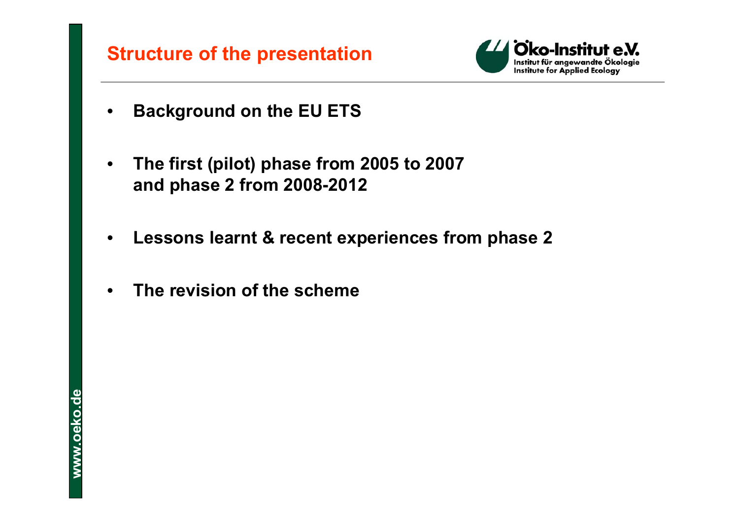## Structure of the presentation

- **Background on the EU ETS**
- **The first (pilot) phase from 2005 to 2007 and phase 2 from 2008-2012**
- **Lessons learnt & recent experiences from phase 2**
- **The revision of the scheme**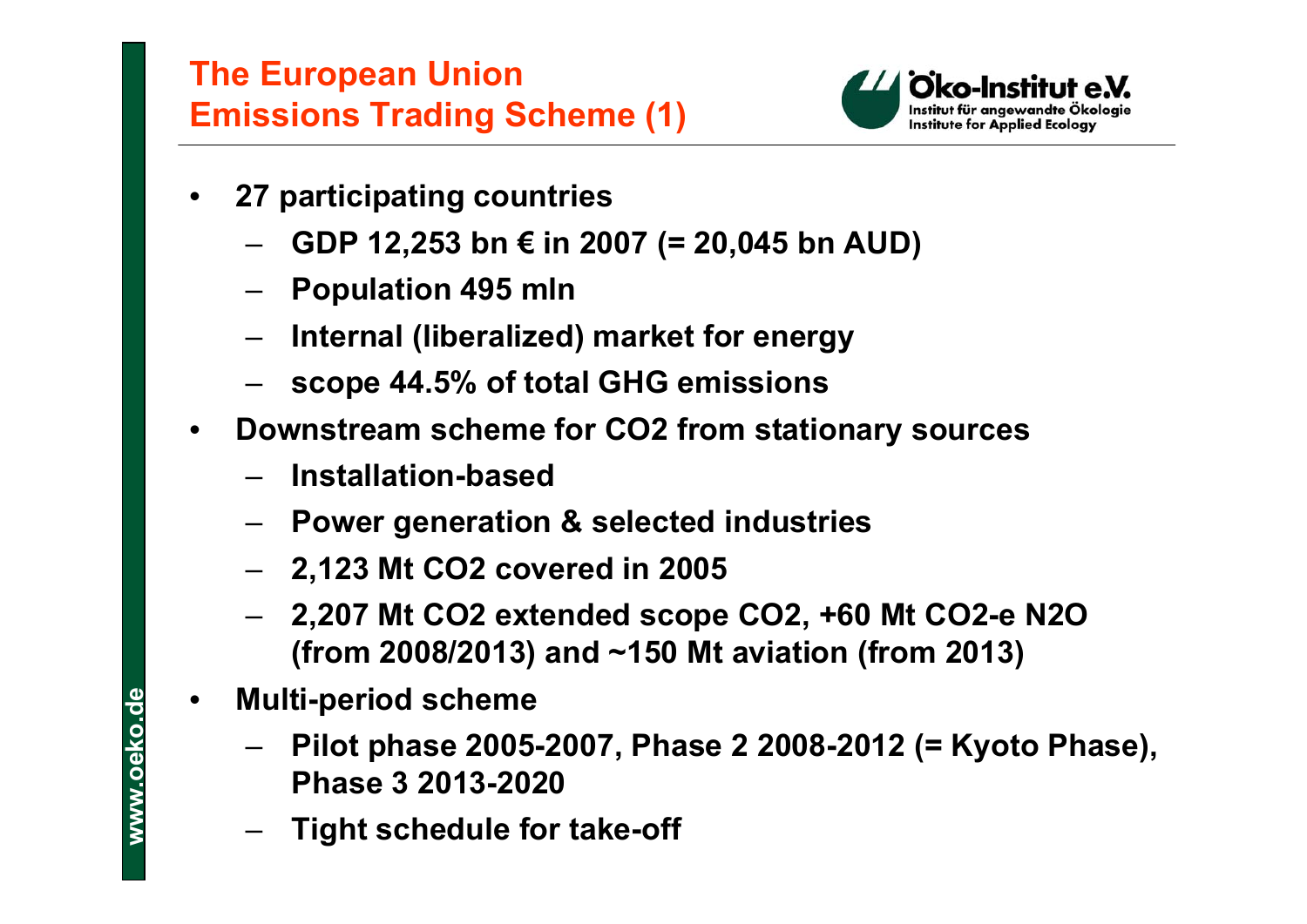# The European Union Emissions Trading Scheme (1)

- **27 participating countries**
  - **GDP 12,253 bn € in 2007 (= 20,045 bn AUD)**
  - **Population 495 mln**
  - **Internal (liberalized) market for energy**
  - **scope 44.5% of total GHG emissions**
- **Downstream scheme for $CO_2$ from stationary sources**
  - **Installation-based**
  - **Power generation & selected industries**
  - **2,123 Mt $CO_2$ covered in 2005**
  - **2,207 Mt $CO_2$ extended scope $CO_2$, +60 Mt $CO_2$-e $N_2O$ (from 2008/2013) and ~150 Mt aviation (from 2013)**
- **Multi-period scheme**
  - **Pilot phase 2005-2007, Phase 2 2008-2012 (= Kyoto Phase), Phase 3 2013-2020**
  - **Tight schedule for take-off**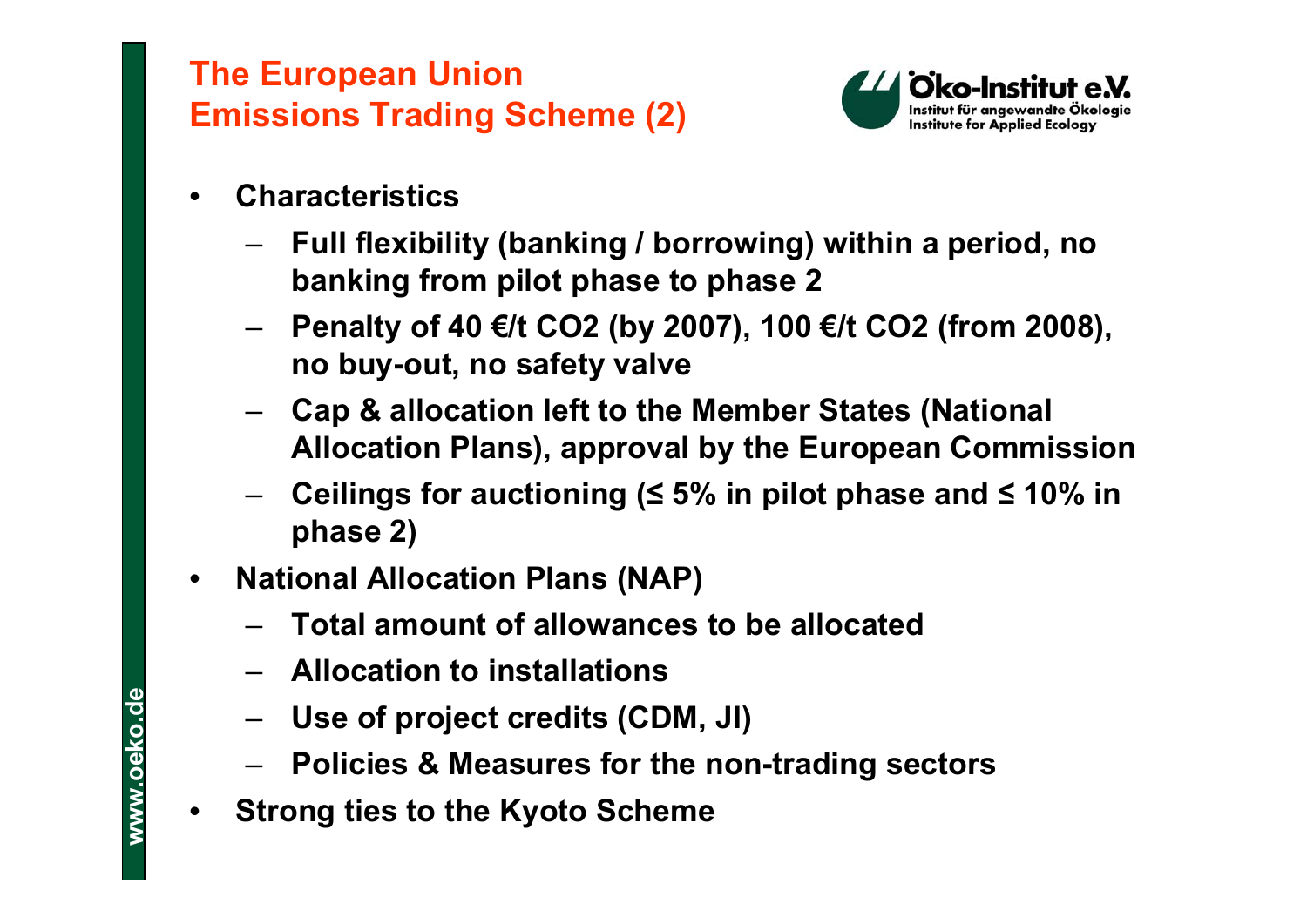# The European Union Emissions Trading Scheme (2)

- **Characteristics**
  - **Full flexibility (banking / borrowing) within a period, no banking from pilot phase to phase 2**
  - **Penalty of 40 €/t $CO_2$ (by 2007), 100 €/t $CO_2$ (from 2008), no buy-out, no safety valve**
  - **Cap & allocation left to the Member States (National Allocation Plans), approval by the European Commission**
  - **Ceilings for auctioning (≤ 5% in pilot phase and ≤ 10% in phase 2)**
- **National Allocation Plans (NAP)**
  - **Total amount of allowances to be allocated**
  - **Allocation to installations**
  - **Use of project credits (CDM, JI)**
  - **Policies & Measures for the non-trading sectors**
- **Strong ties to the Kyoto Scheme**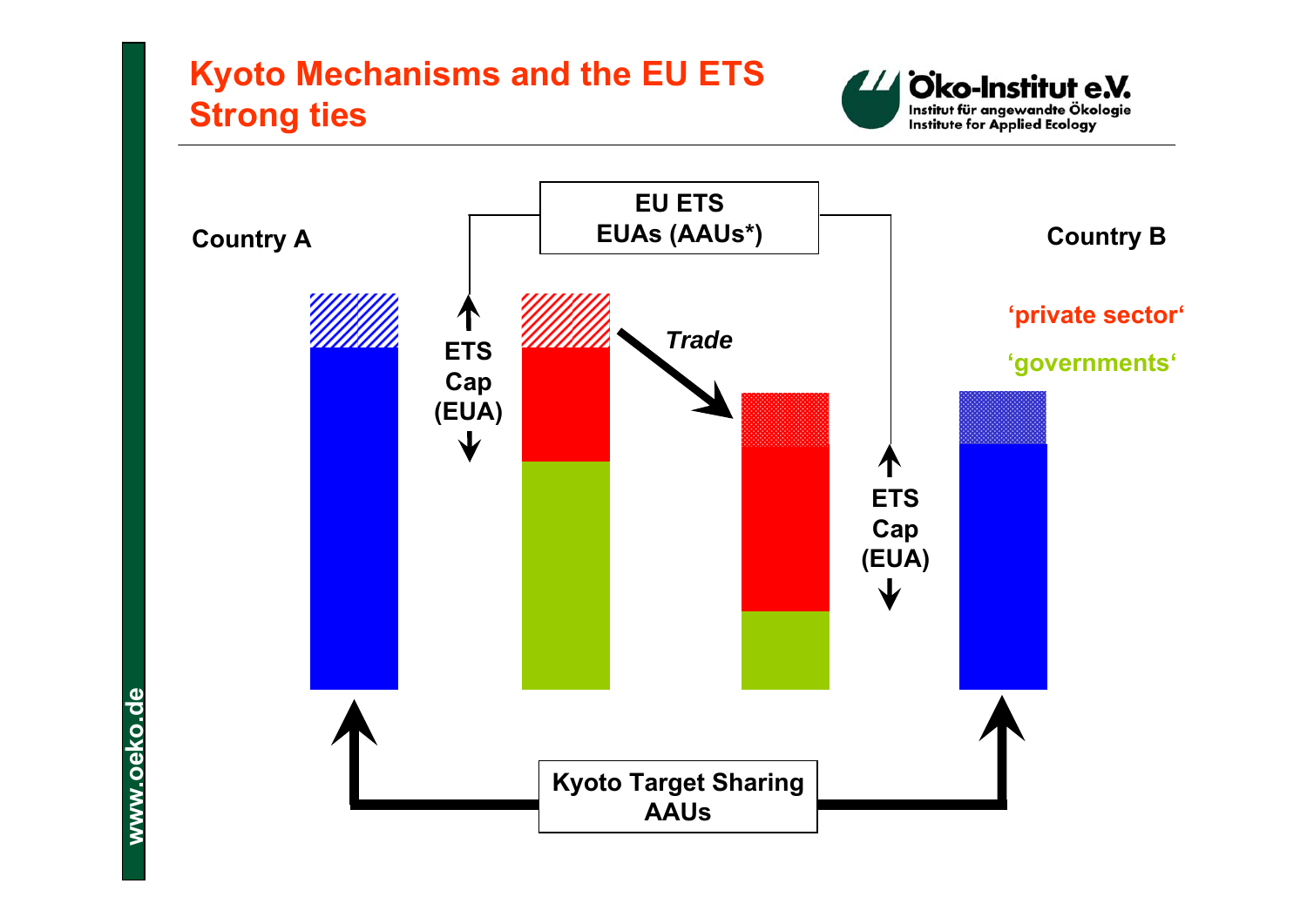# Kyoto Mechanisms and the EU ETS
## Strong ties

EU ETS
EUAs (AAUs*)

Country A

Country B

ETS Cap (EUA)

*Trade*

ETS Cap (EUA)

'private sector'

'governments'

Kyoto Target Sharing
AAUs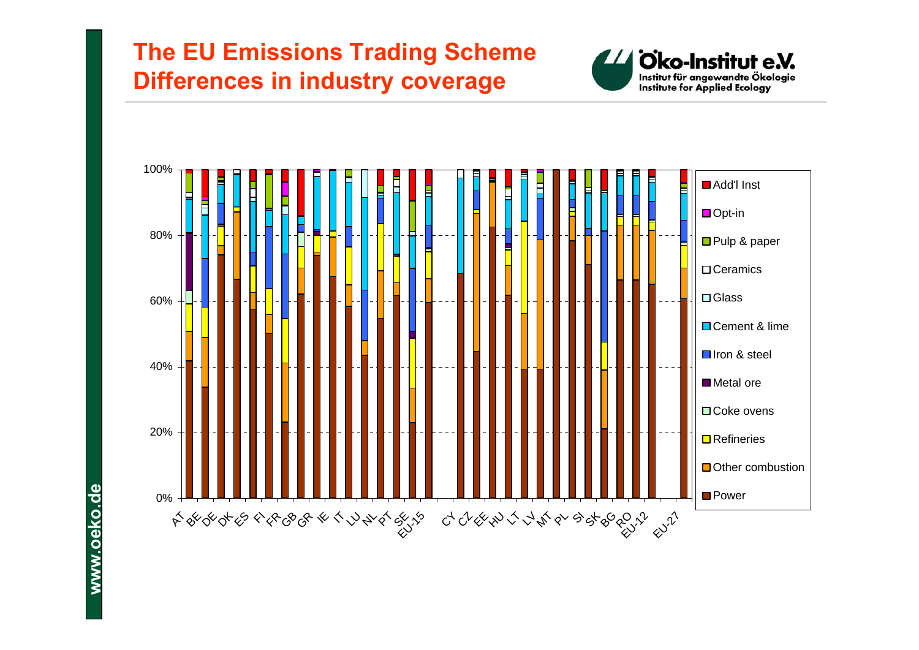# The EU Emissions Trading Scheme
## Differences in industry coverage

Öko-Institut e.V.
Institut für angewandte Ökologie
Institute for Applied Ecology

Legend: Add'l Inst, Opt-in, Pulp & paper, Ceramics, Glass, Cement & lime, Iron & steel, Metal ore, Coke ovens, Refineries, Other combustion, Power

Y-axis: 0%, 20%, 40%, 60%, 80%, 100%

X-axis: AT, BE, DE, DK, ES, FI, FR, GB, GR, IE, IT, LU, NL, PT, SE, EU-15, CY, CZ, EE, HU, LT, LV, MT, PL, SI, SK, BG, RO, EU-12, EU-27

www.oeko.de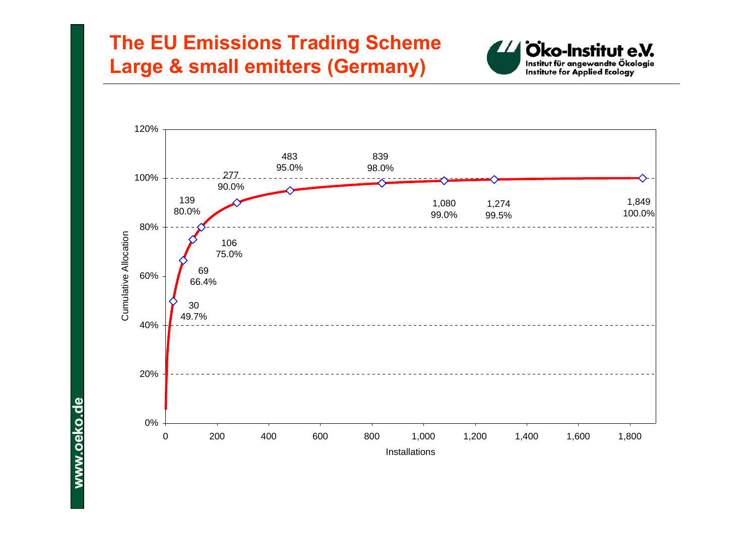# The EU Emissions Trading Scheme
# Large & small emitters (Germany)

| Installations | Cumulative Allocation |
|---|---|
| 30 | 49.7% |
| 69 | 66.4% |
| 106 | 75.0% |
| 139 | 80.0% |
| 277 | 90.0% |
| 483 | 95.0% |
| 839 | 98.0% |
| 1,080 | 99.0% |
| 1,274 | 99.5% |
| 1,849 | 100.0% |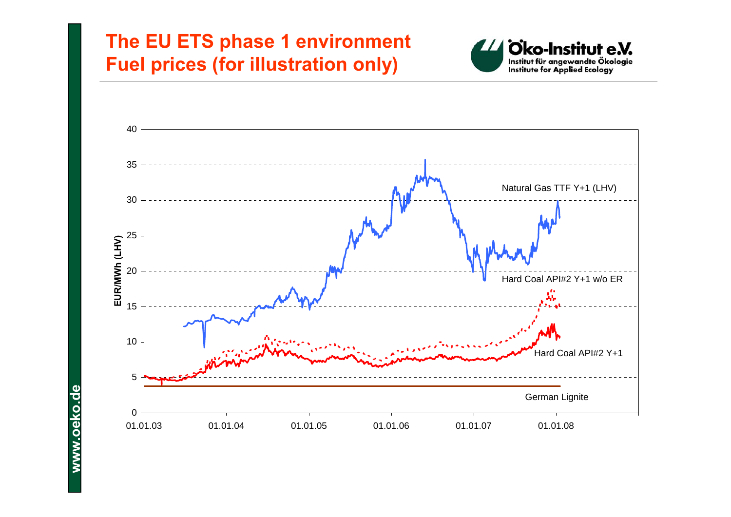# The EU ETS phase 1 environment
# Fuel prices (for illustration only)

Öko-Institut e.V.
Institut für angewandte Ökologie
Institute for Applied Ecology

EUR/MWh (LHV)

40
35
30
25
20
15
10
5
0

01.01.03 01.01.04 01.01.05 01.01.06 01.01.07 01.01.08

Natural Gas TTF Y+1 (LHV)

Hard Coal API#2 Y+1 w/o ER

Hard Coal API#2 Y+1

German Lignite

www.oeko.de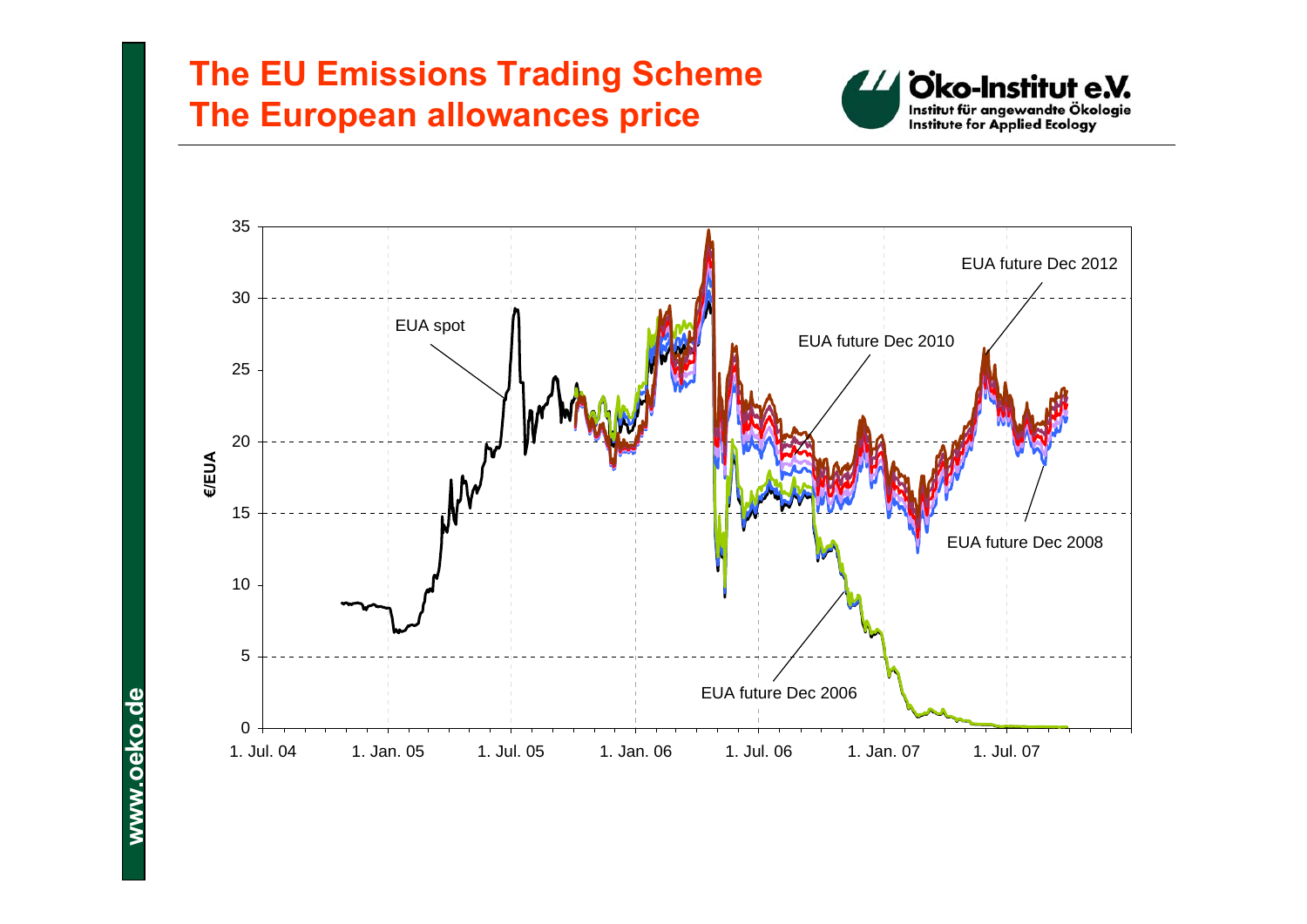# The EU Emissions Trading Scheme
# The European allowances price

Öko-Institut e.V.
Institut für angewandte Ökologie
Institute for Applied Ecology

EUA future Dec 2012

EUA spot

EUA future Dec 2010

EUA future Dec 2008

EUA future Dec 2006

€/EUA

35, 30, 25, 20, 15, 10, 5, 0

1. Jul. 04 | 1. Jan. 05 | 1. Jul. 05 | 1. Jan. 06 | 1. Jul. 06 | 1. Jan. 07 | 1. Jul. 07

www.oeko.de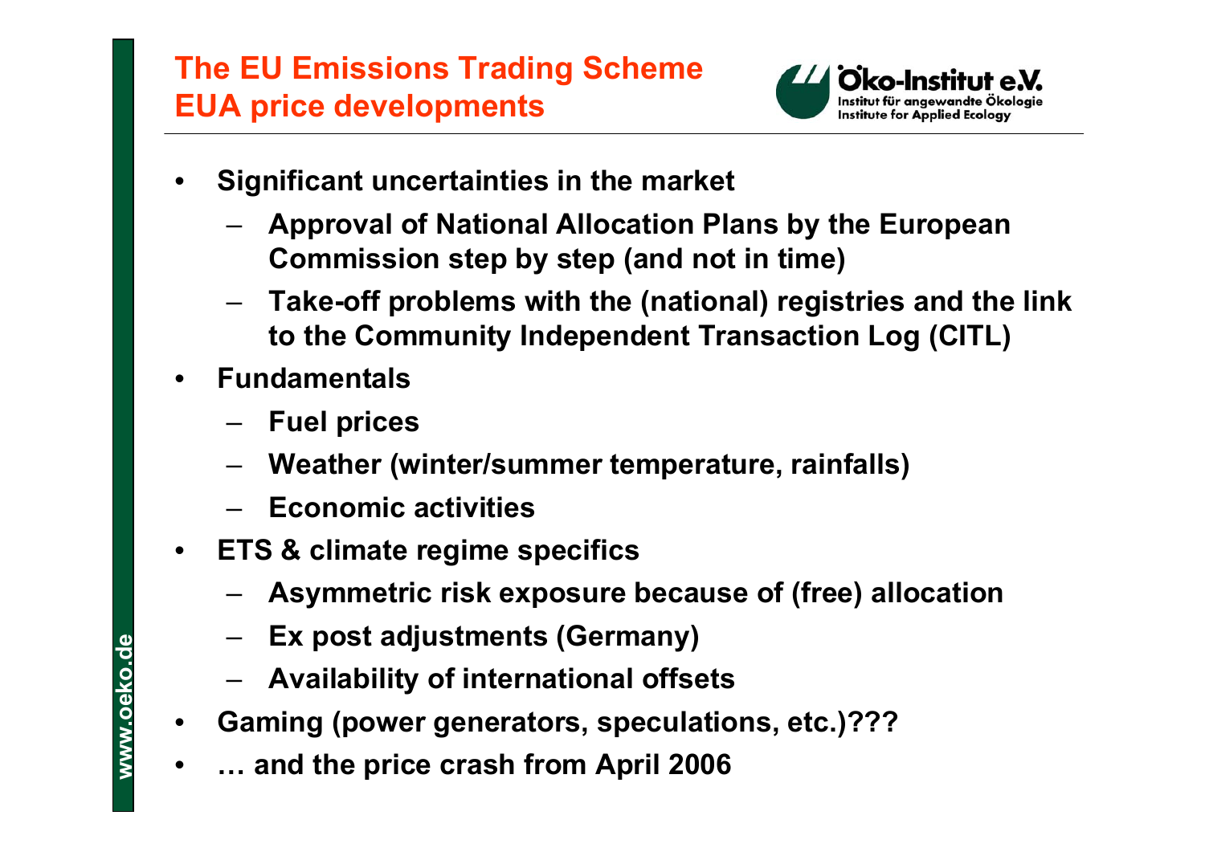# The EU Emissions Trading Scheme
## EUA price developments

- **Significant uncertainties in the market**
  - **Approval of National Allocation Plans by the European Commission step by step (and not in time)**
  - **Take-off problems with the (national) registries and the link to the Community Independent Transaction Log (CITL)**
- **Fundamentals**
  - **Fuel prices**
  - **Weather (winter/summer temperature, rainfalls)**
  - **Economic activities**
- **ETS & climate regime specifics**
  - **Asymmetric risk exposure because of (free) allocation**
  - **Ex post adjustments (Germany)**
  - **Availability of international offsets**
- **Gaming (power generators, speculations, etc.)???**
- **… and the price crash from April 2006**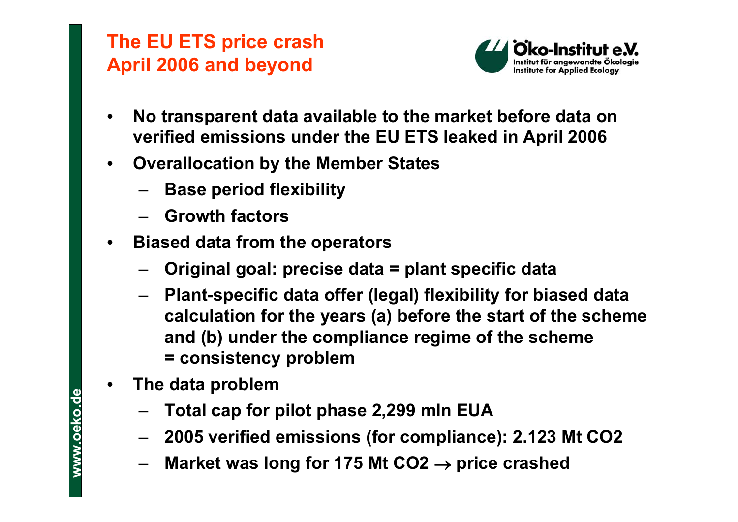# The EU ETS price crash April 2006 and beyond

- No transparent data available to the market before data on verified emissions under the EU ETS leaked in April 2006
- Overallocation by the Member States
  - Base period flexibility
  - Growth factors
- Biased data from the operators
  - Original goal: precise data = plant specific data
  - Plant-specific data offer (legal) flexibility for biased data calculation for the years (a) before the start of the scheme and (b) under the compliance regime of the scheme = consistency problem
- The data problem
  - Total cap for pilot phase 2,299 mln EUA
  - 2005 verified emissions (for compliance): 2.123 Mt $CO_2$
  - Market was long for 175 Mt $CO_2$ $\rightarrow$ price crashed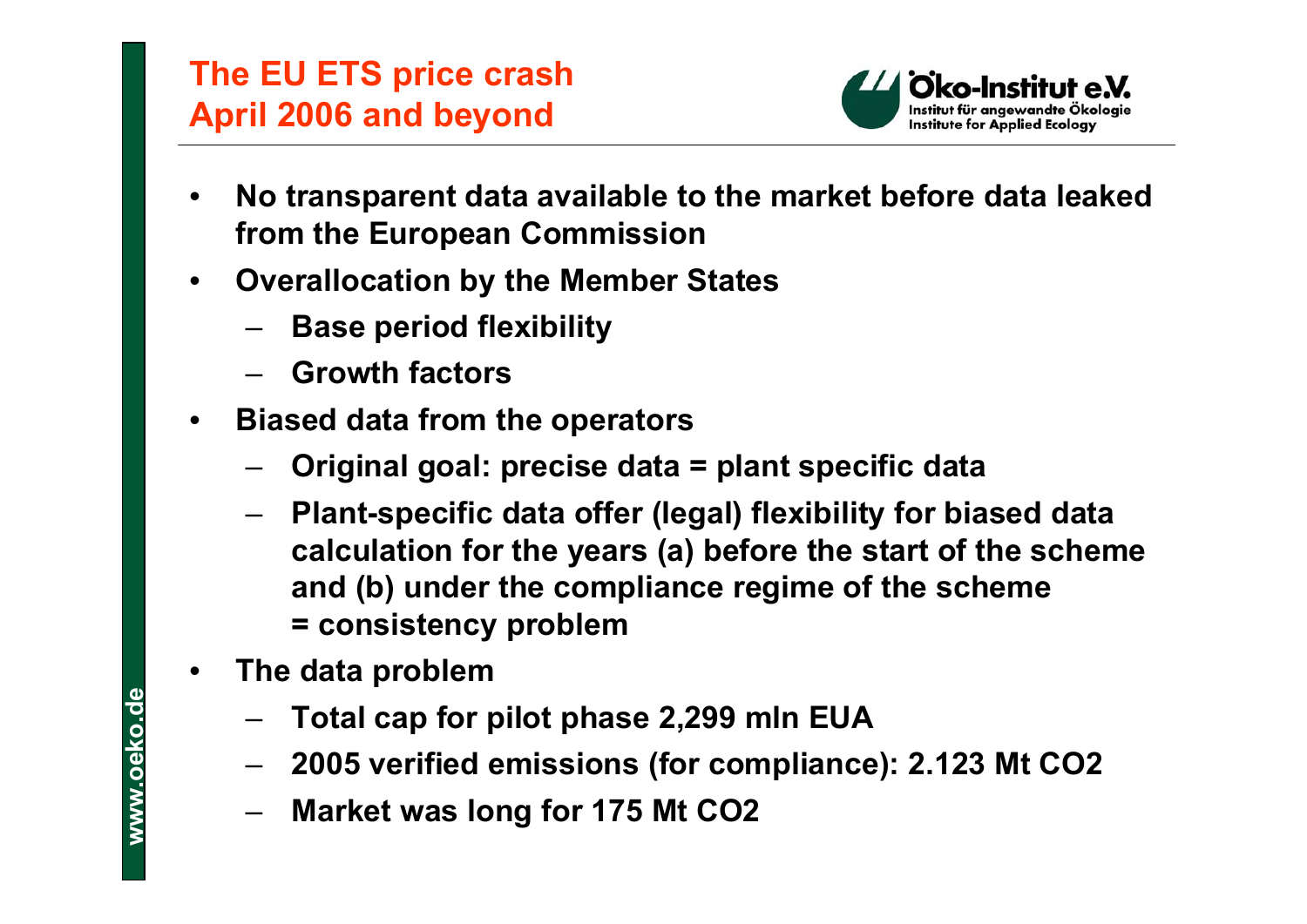# The EU ETS price crash April 2006 and beyond

- No transparent data available to the market before data leaked from the European Commission
- Overallocation by the Member States
  - Base period flexibility
  - Growth factors
- Biased data from the operators
  - Original goal: precise data = plant specific data
  - Plant-specific data offer (legal) flexibility for biased data calculation for the years (a) before the start of the scheme and (b) under the compliance regime of the scheme = consistency problem
- The data problem
  - Total cap for pilot phase 2,299 mln EUA
  - 2005 verified emissions (for compliance): 2.123 Mt $CO_2$
  - Market was long for 175 Mt $CO_2$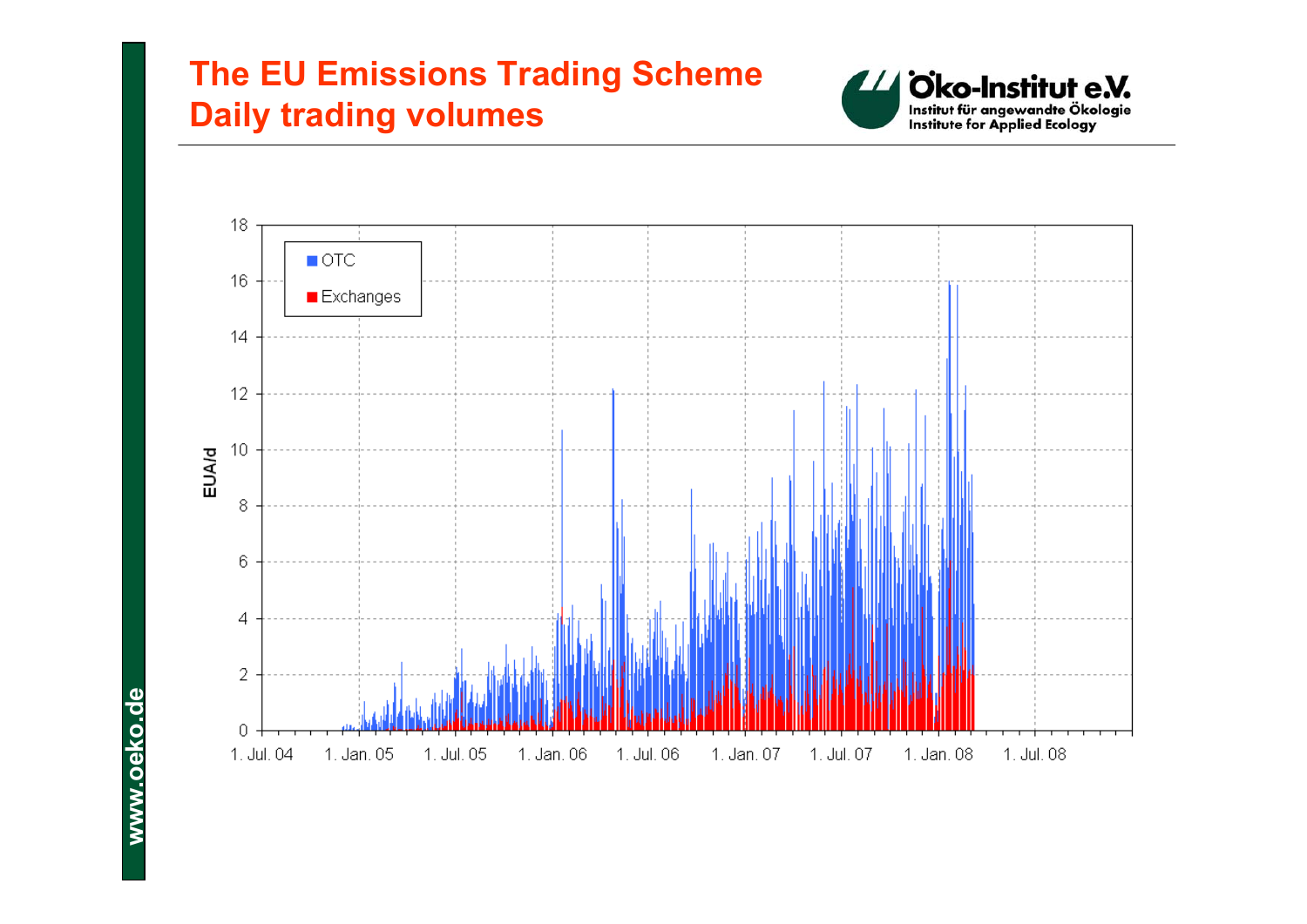# The EU Emissions Trading Scheme
## Daily trading volumes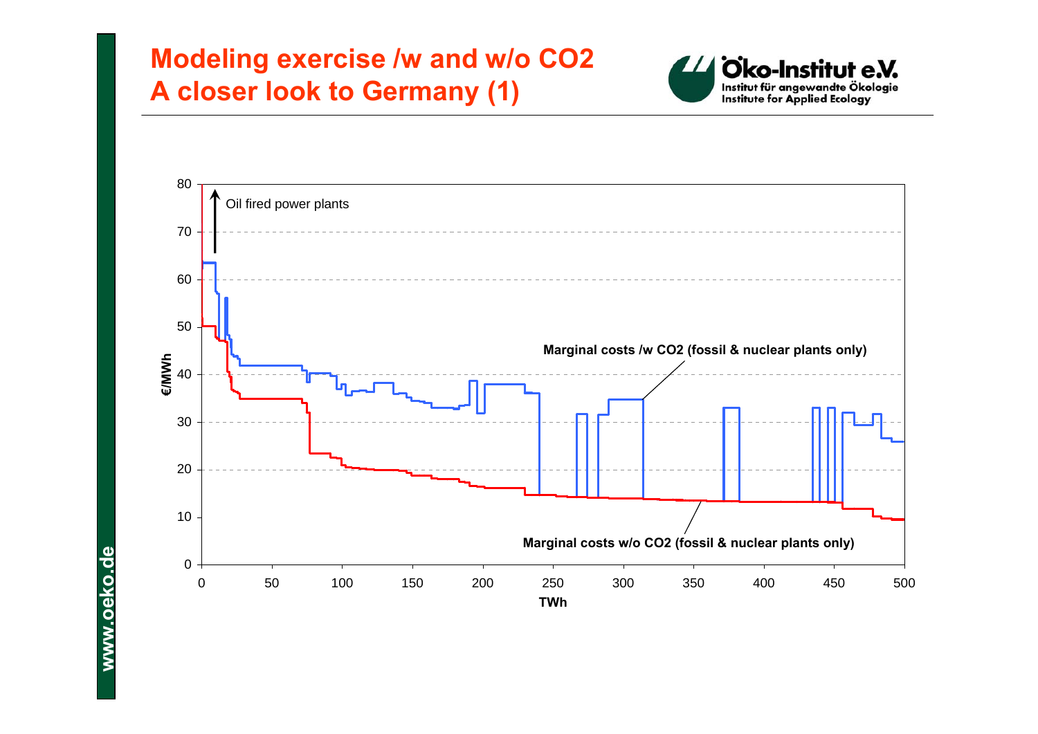# Modeling exercise /w and w/o $CO_2$
# A closer look to Germany (1)

Oil fired power plants

Marginal costs /w $CO_2$ (fossil & nuclear plants only)

Marginal costs w/o $CO_2$ (fossil & nuclear plants only)

€/MWh

TWh

www.oeko.de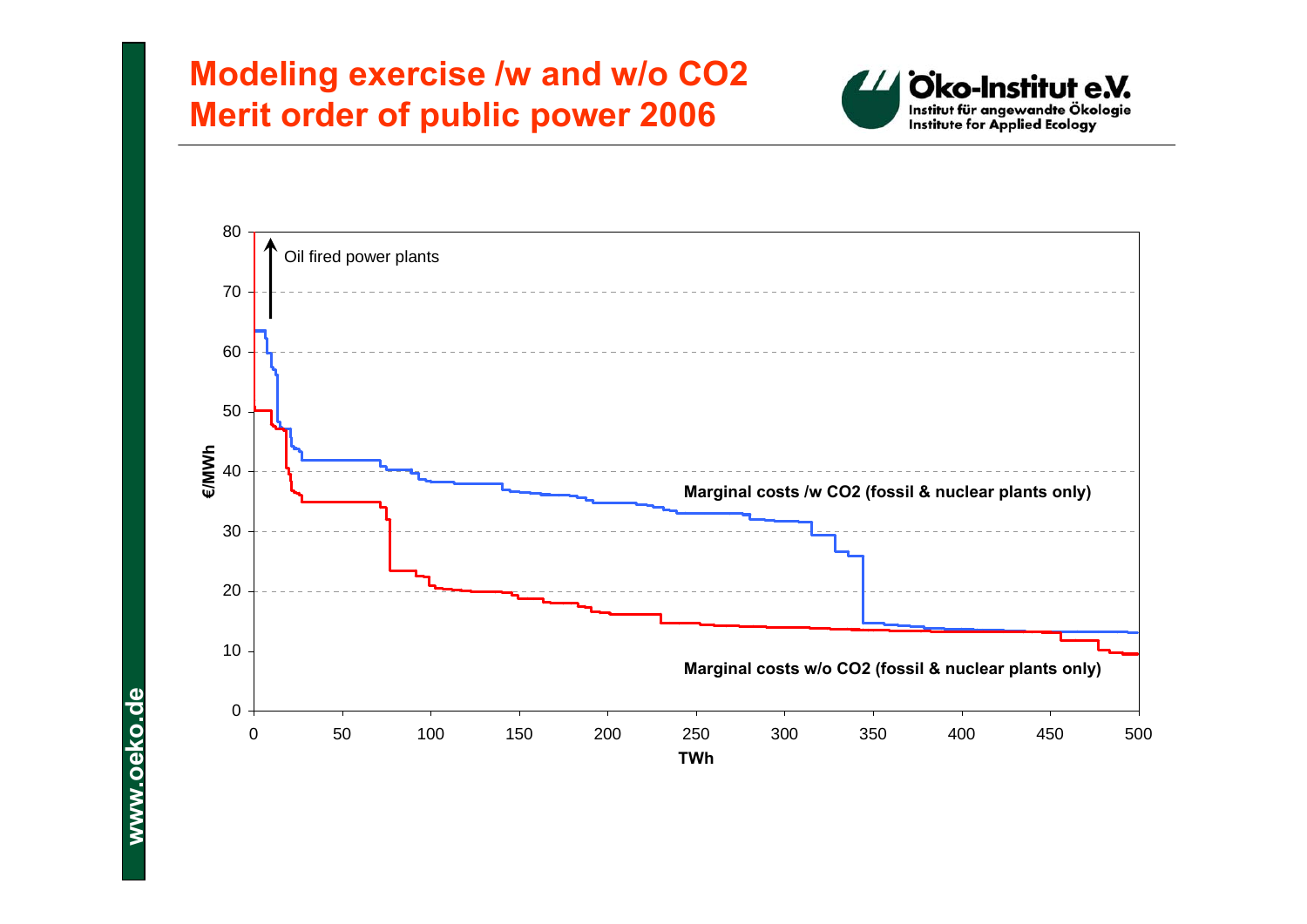# Modeling exercise /w and w/o $CO_2$
# Merit order of public power 2006

Oil fired power plants

Marginal costs /w $CO_2$ (fossil & nuclear plants only)

Marginal costs w/o $CO_2$ (fossil & nuclear plants only)

€/MWh

TWh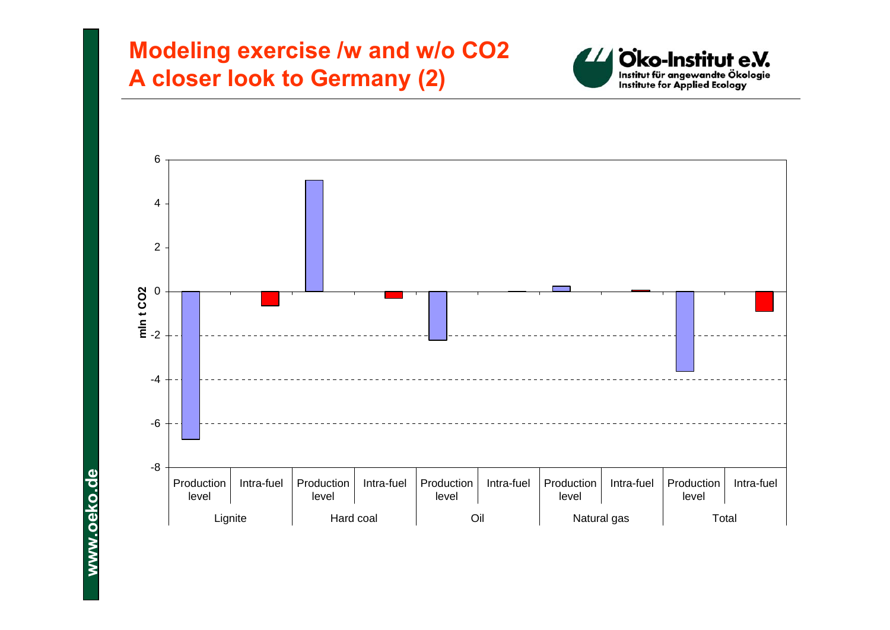# Modeling exercise /w and w/o CO2
# A closer look to Germany (2)

Öko-Institut e.V.
Institut für angewandte Ökologie
Institute for Applied Ecology

mln t CO2

6
4
2
0
-2
-4
-6
-8

| Lignite | | Hard coal | | Oil | | Natural gas | | Total | |
|---|---|---|---|---|---|---|---|---|---|
| Production level | Intra-fuel | Production level | Intra-fuel | Production level | Intra-fuel | Production level | Intra-fuel | Production level | Intra-fuel |

www.oeko.de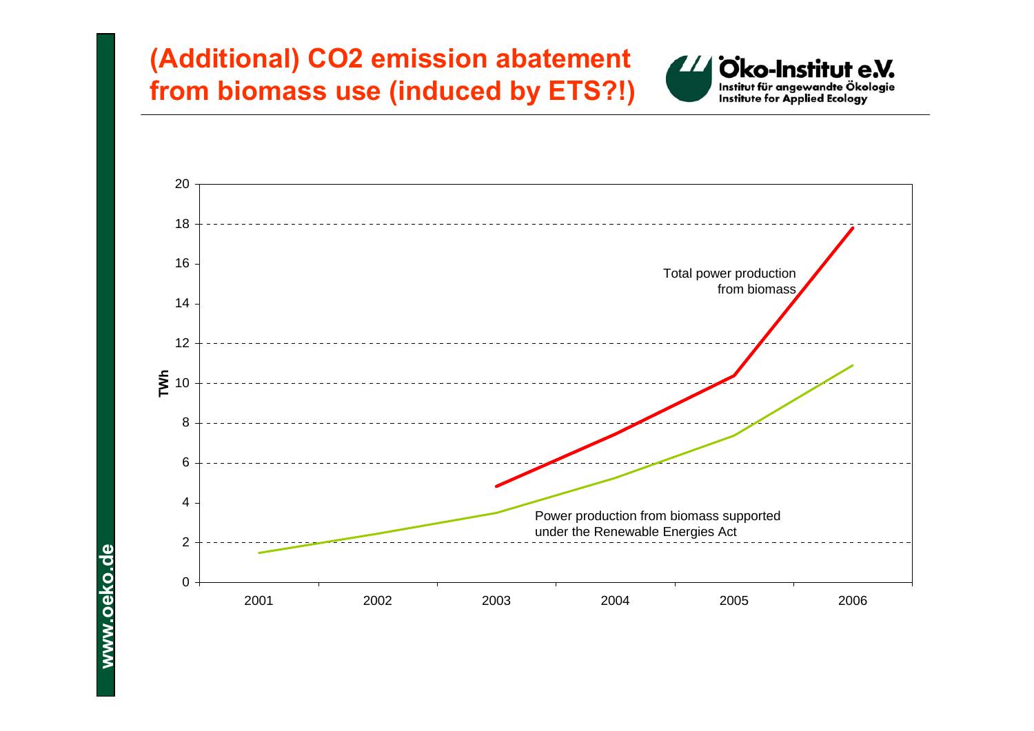# (Additional) CO2 emission abatement from biomass use (induced by ETS?!)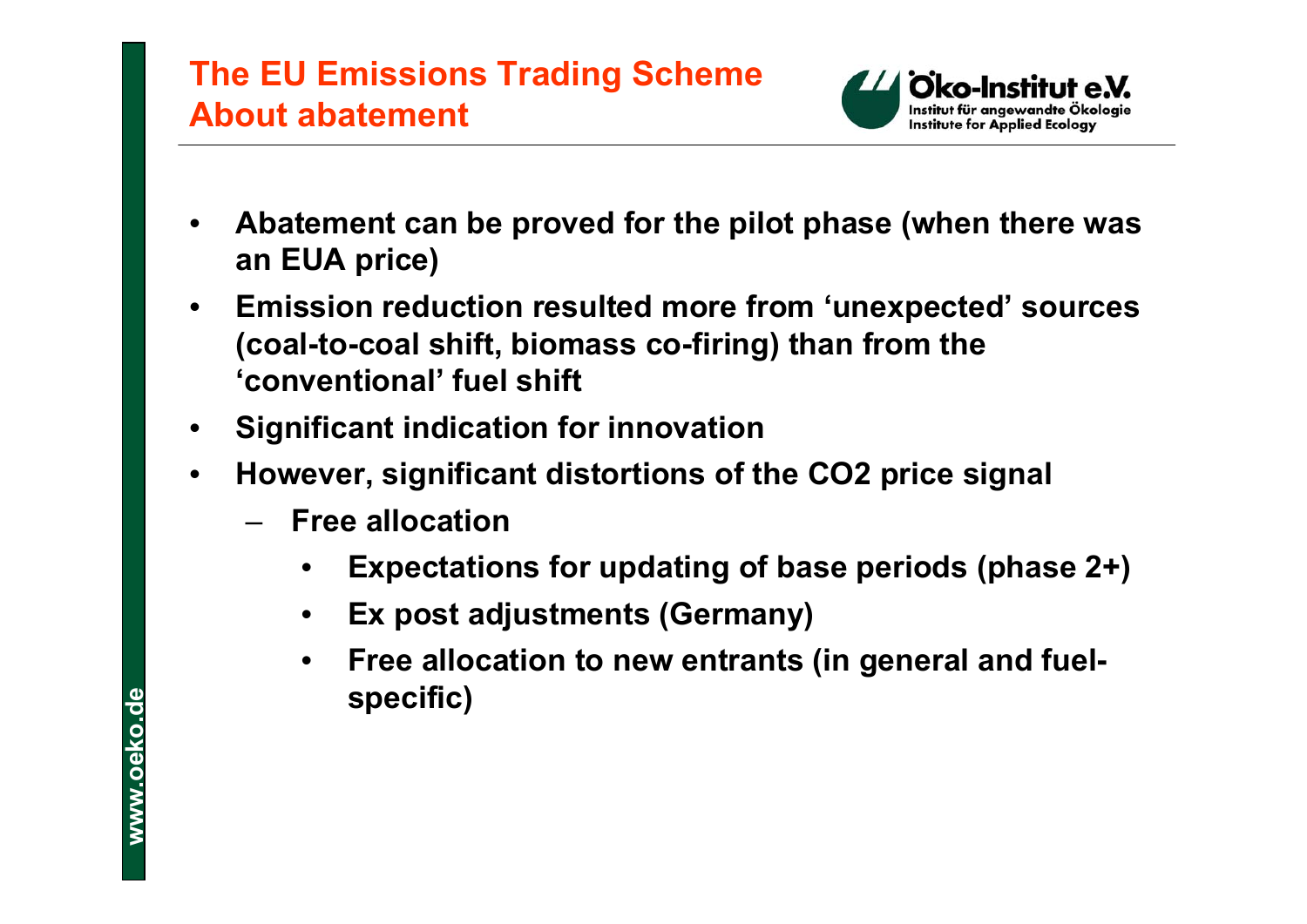# The EU Emissions Trading Scheme
## About abatement

- Abatement can be proved for the pilot phase (when there was an EUA price)
- Emission reduction resulted more from 'unexpected' sources (coal-to-coal shift, biomass co-firing) than from the 'conventional' fuel shift
- Significant indication for innovation
- However, significant distortions of the CO2 price signal
  - Free allocation
    - Expectations for updating of base periods (phase 2+)
    - Ex post adjustments (Germany)
    - Free allocation to new entrants (in general and fuel-specific)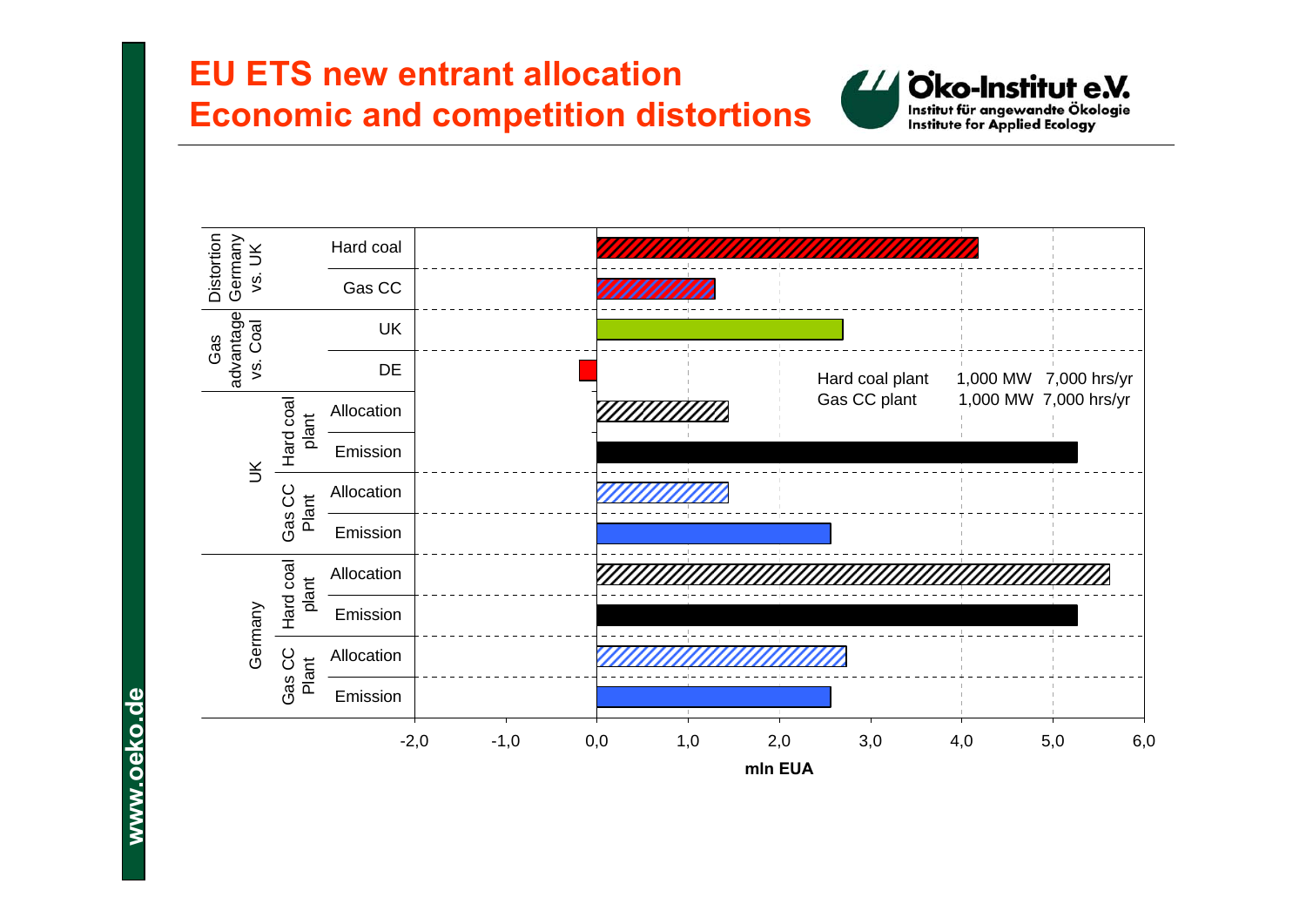# EU ETS new entrant allocation
# Economic and competition distortions

| Group | Subgroup | Item | mln EUA |
|---|---|---|---|
| Distortion Germany vs. UK | | Hard coal | 4.2 |
| | | Gas CC | 1.3 |
| Gas advantage vs. Coal | | UK | 2.7 |
| | | DE | -0.2 |
| UK | Hard coal plant | Allocation | 1.45 |
| | | Emission | 5.27 |
| | Gas CC Plant | Allocation | 1.45 |
| | | Emission | 2.57 |
| Germany | Hard coal plant | Allocation | 5.62 |
| | | Emission | 5.27 |
| | Gas CC Plant | Allocation | 2.73 |
| | | Emission | 2.57 |

Hard coal plant 1,000 MW 7,000 hrs/yr
Gas CC plant 1,000 MW 7,000 hrs/yr

mln EUA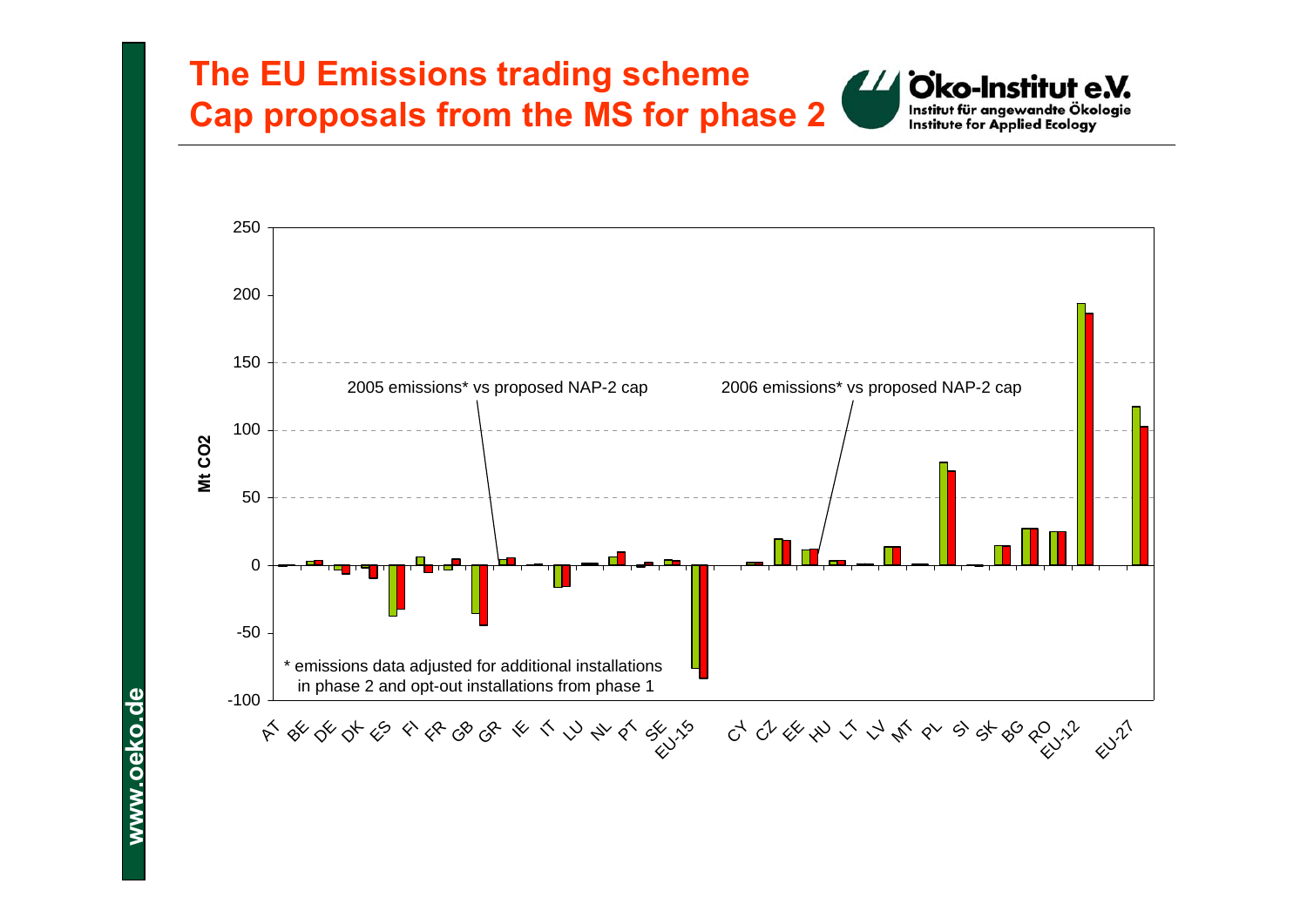# The EU Emissions trading scheme
# Cap proposals from the MS for phase 2

2005 emissions* vs proposed NAP-2 cap

2006 emissions* vs proposed NAP-2 cap

Mt CO2

* emissions data adjusted for additional installations in phase 2 and opt-out installations from phase 1

AT BE DE DK ES FI FR GB GR IE IT LU NL PT SE EU-15 CY CZ EE HU LT LV MT PL SI SK BG RO EU-12 EU-27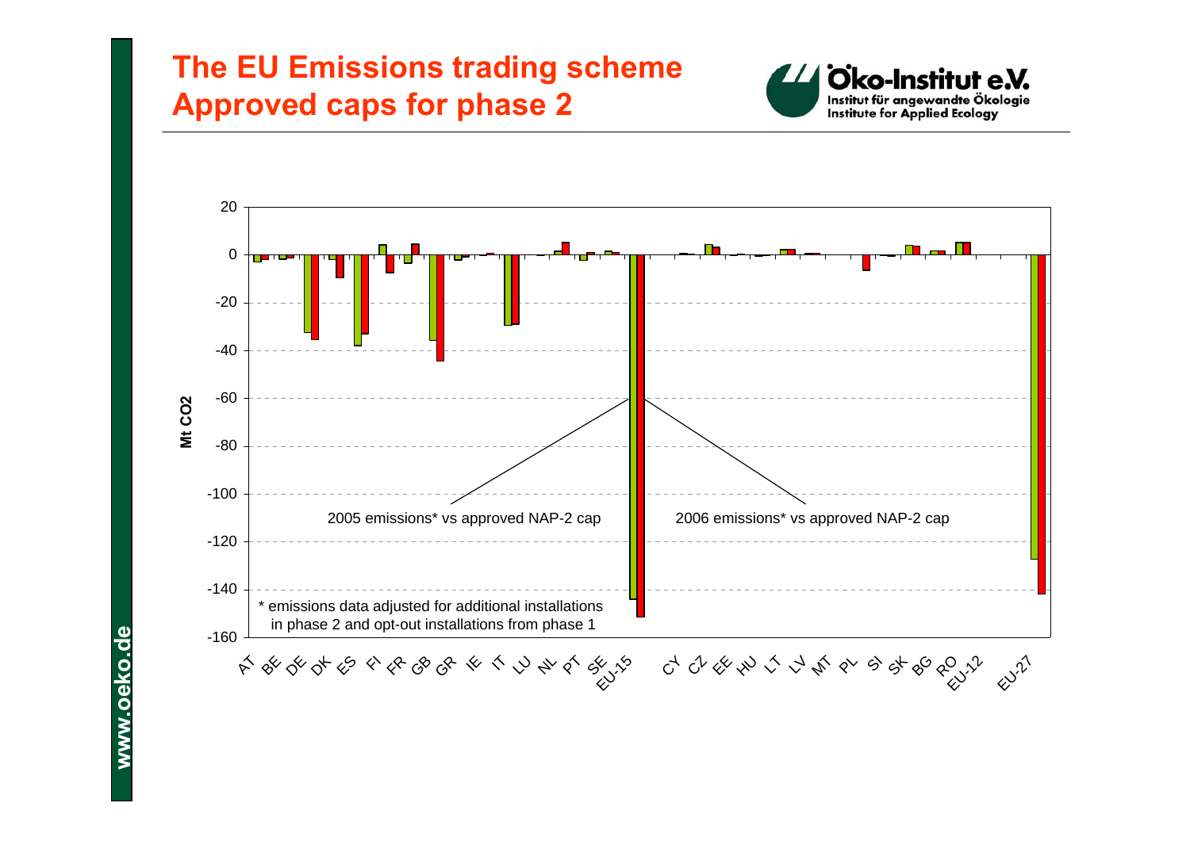# The EU Emissions trading scheme
# Approved caps for phase 2

Öko-Institut e.V.
Institut für angewandte Ökologie
Institute for Applied Ecology

Mt CO2

20, 0, -20, -40, -60, -80, -100, -120, -140, -160

2005 emissions* vs approved NAP-2 cap

2006 emissions* vs approved NAP-2 cap

* emissions data adjusted for additional installations in phase 2 and opt-out installations from phase 1

AT BE DE DK ES FI FR GB GR IE IT LU NL PT SE EU-15 CY CZ EE HU LT LV MT PL SI SK BG RO EU-12 EU-27

www.oeko.de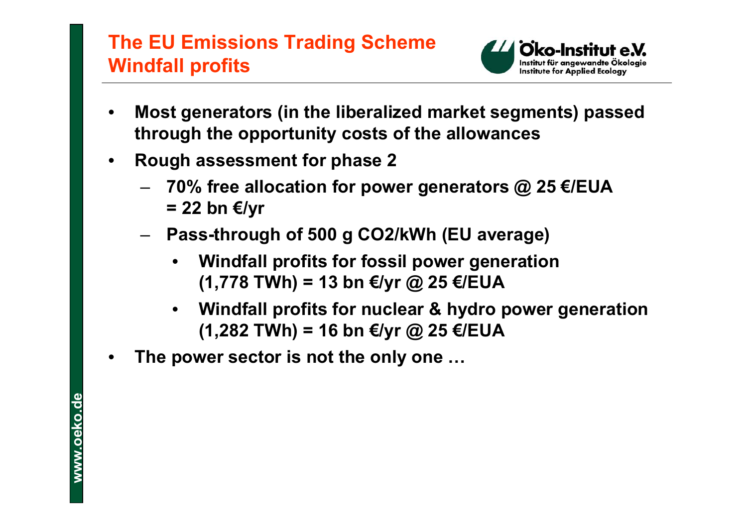# The EU Emissions Trading Scheme
## Windfall profits

- **Most generators (in the liberalized market segments) passed through the opportunity costs of the allowances**
- **Rough assessment for phase 2**
  - **70% free allocation for power generators @ 25 €/EUA = 22 bn €/yr**
  - **Pass-through of 500 g CO2/kWh (EU average)**
    - **Windfall profits for fossil power generation (1,778 TWh) = 13 bn €/yr @ 25 €/EUA**
    - **Windfall profits for nuclear & hydro power generation (1,282 TWh) = 16 bn €/yr @ 25 €/EUA**
- **The power sector is not the only one …**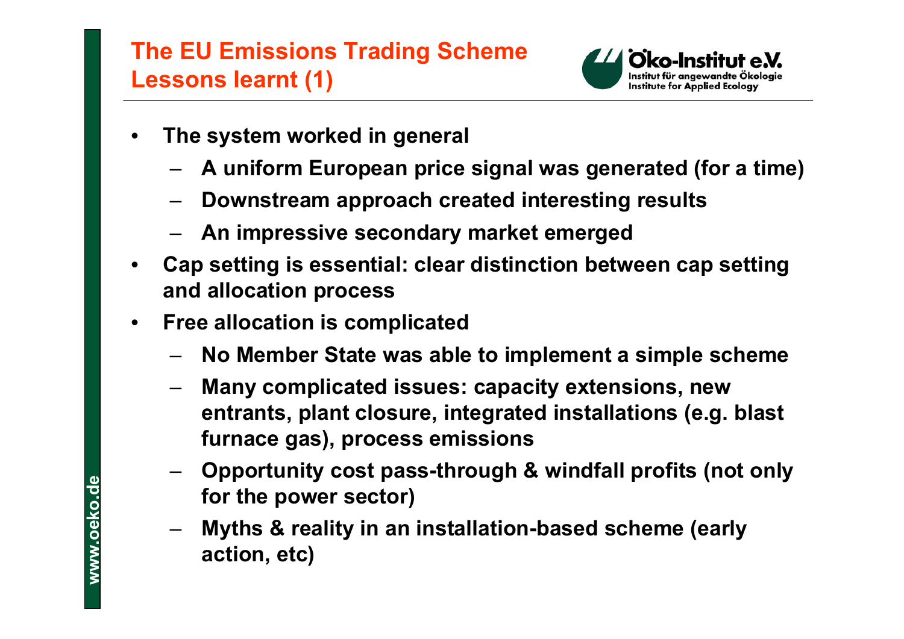# The EU Emissions Trading Scheme Lessons learnt (1)

- **The system worked in general**
  - **A uniform European price signal was generated (for a time)**
  - **Downstream approach created interesting results**
  - **An impressive secondary market emerged**
- **Cap setting is essential: clear distinction between cap setting and allocation process**
- **Free allocation is complicated**
  - **No Member State was able to implement a simple scheme**
  - **Many complicated issues: capacity extensions, new entrants, plant closure, integrated installations (e.g. blast furnace gas), process emissions**
  - **Opportunity cost pass-through & windfall profits (not only for the power sector)**
  - **Myths & reality in an installation-based scheme (early action, etc)**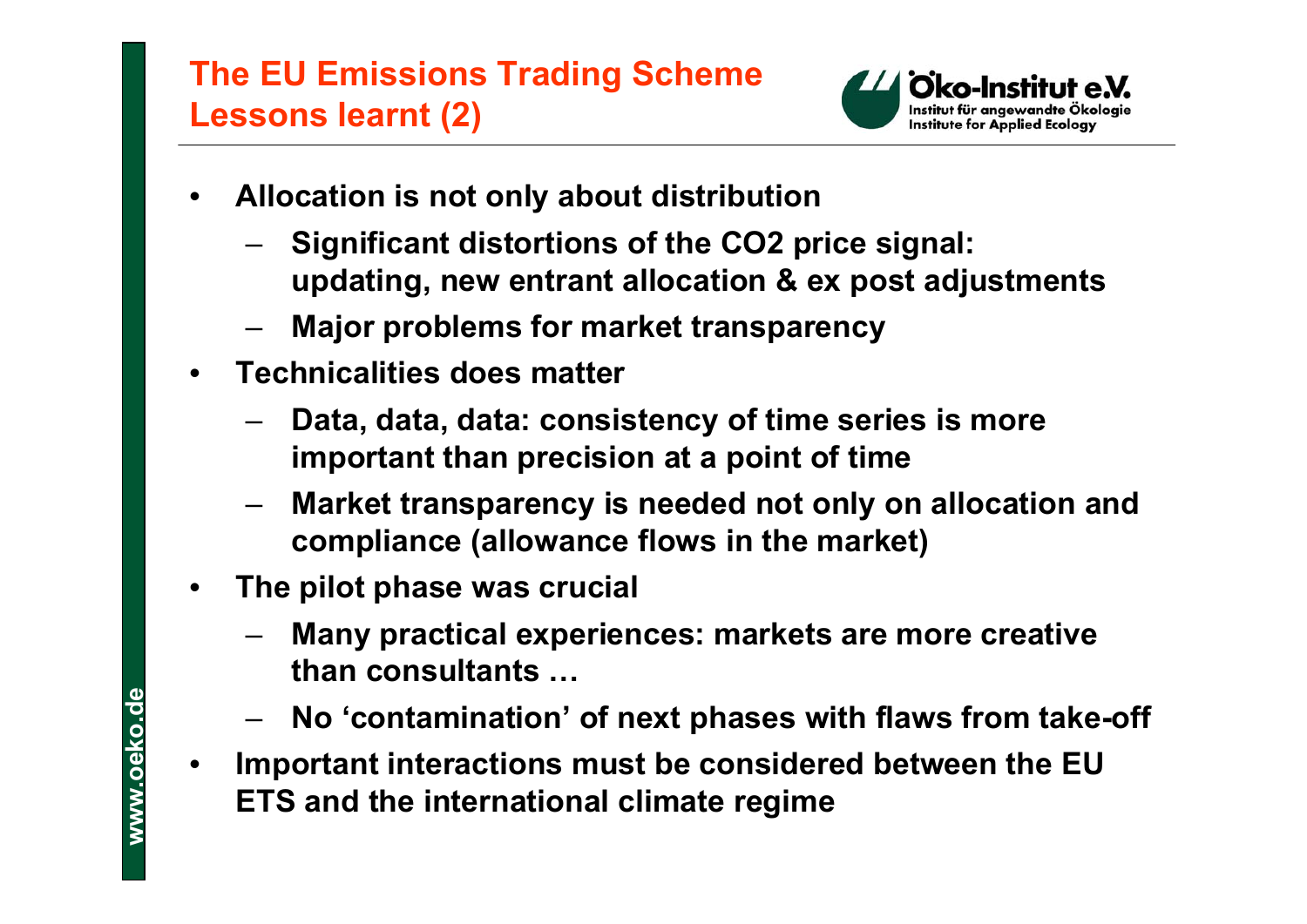# The EU Emissions Trading Scheme Lessons learnt (2)

- **Allocation is not only about distribution**
  - **Significant distortions of the CO2 price signal: updating, new entrant allocation & ex post adjustments**
  - **Major problems for market transparency**
- **Technicalities does matter**
  - **Data, data, data: consistency of time series is more important than precision at a point of time**
  - **Market transparency is needed not only on allocation and compliance (allowance flows in the market)**
- **The pilot phase was crucial**
  - **Many practical experiences: markets are more creative than consultants …**
  - **No 'contamination' of next phases with flaws from take-off**
- **Important interactions must be considered between the EU ETS and the international climate regime**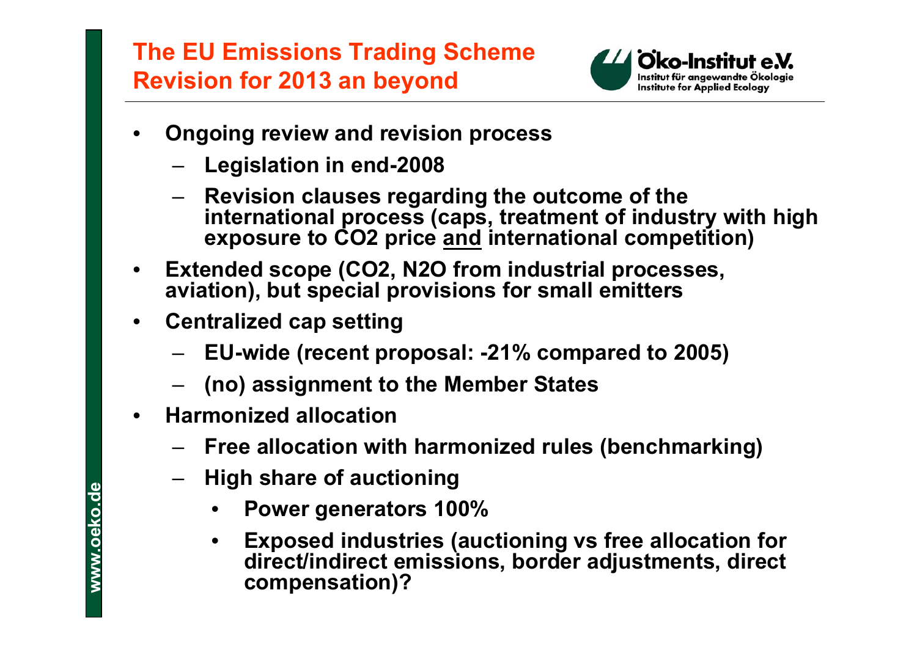# The EU Emissions Trading Scheme Revision for 2013 an beyond

- **Ongoing review and revision process**
  - **Legislation in end-2008**
  - **Revision clauses regarding the outcome of the international process (caps, treatment of industry with high exposure to $CO_2$ price and international competition)**
- **Extended scope ($CO_2$, $N_2O$ from industrial processes, aviation), but special provisions for small emitters**
- **Centralized cap setting**
  - **EU-wide (recent proposal: -21% compared to 2005)**
  - **(no) assignment to the Member States**
- **Harmonized allocation**
  - **Free allocation with harmonized rules (benchmarking)**
  - **High share of auctioning**
    - **Power generators 100%**
    - **Exposed industries (auctioning vs free allocation for direct/indirect emissions, border adjustments, direct compensation)?**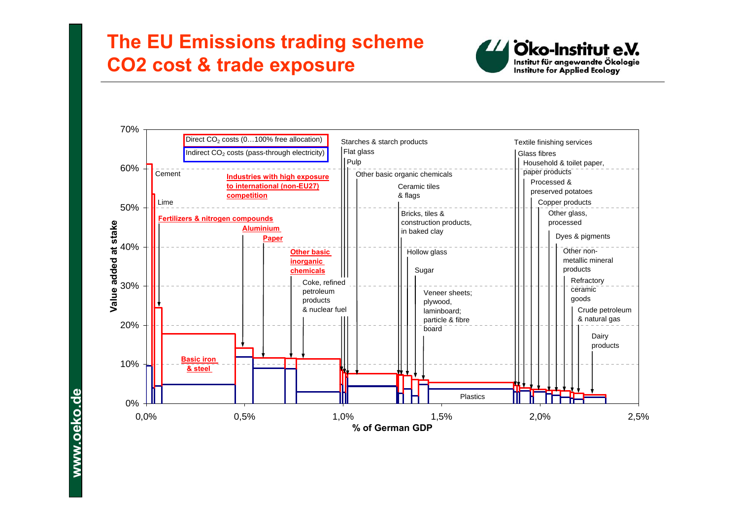# The EU Emissions trading scheme
# $CO_2$ cost & trade exposure

Direct $CO_2$ costs (0…100% free allocation)

Indirect $CO_2$ costs (pass-through electricity)

**Industries with high exposure to international (non-EU27) competition**

Value added at stake: 0%, 10%, 20%, 30%, 40%, 50%, 60%, 70%

% of German GDP: 0,0%, 0,5%, 1,0%, 1,5%, 2,0%, 2,5%

Cement, Lime, **Fertilizers & nitrogen compounds**, **Aluminium**, **Paper**, **Other basic inorganic chemicals**, Coke, refined petroleum products & nuclear fuel, **Basic iron & steel**, Starches & starch products, Flat glass, Pulp, Other basic organic chemicals, Ceramic tiles & flags, Bricks, tiles & construction products, in baked clay, Hollow glass, Sugar, Veneer sheets; plywood, laminboard; particle & fibre board, Plastics, Textile finishing services, Glass fibres, Household & toilet paper, paper products, Processed & preserved potatoes, Copper products, Other glass, processed, Dyes & pigments, Other non-metallic mineral products, Refractory ceramic goods, Crude petroleum & natural gas, Dairy products

www.oeko.de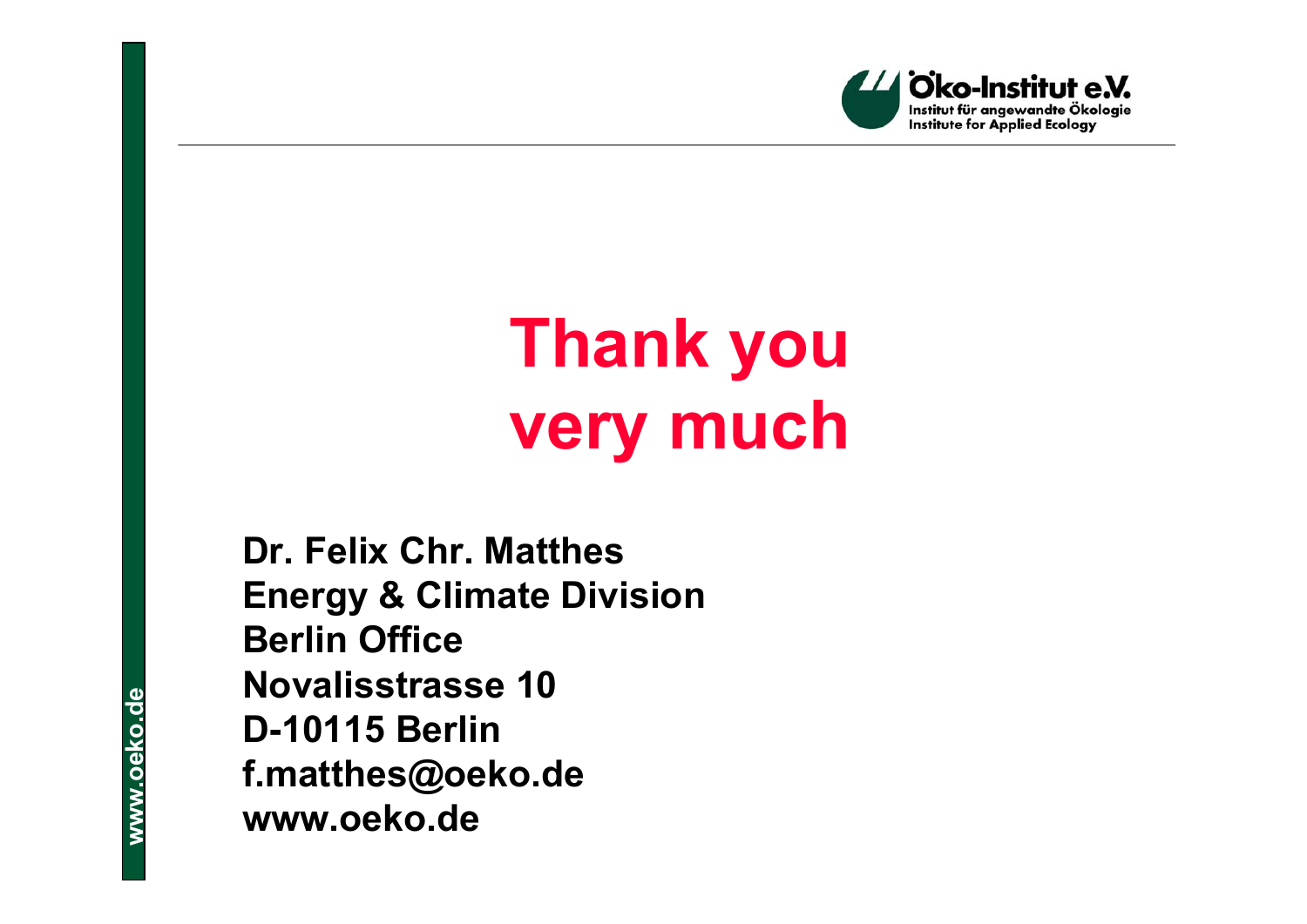# Thank you very much

**Dr. Felix Chr. Matthes**
**Energy & Climate Division**
**Berlin Office**
**Novalisstrasse 10**
**D-10115 Berlin**
**f.matthes@oeko.de**
**www.oeko.de**